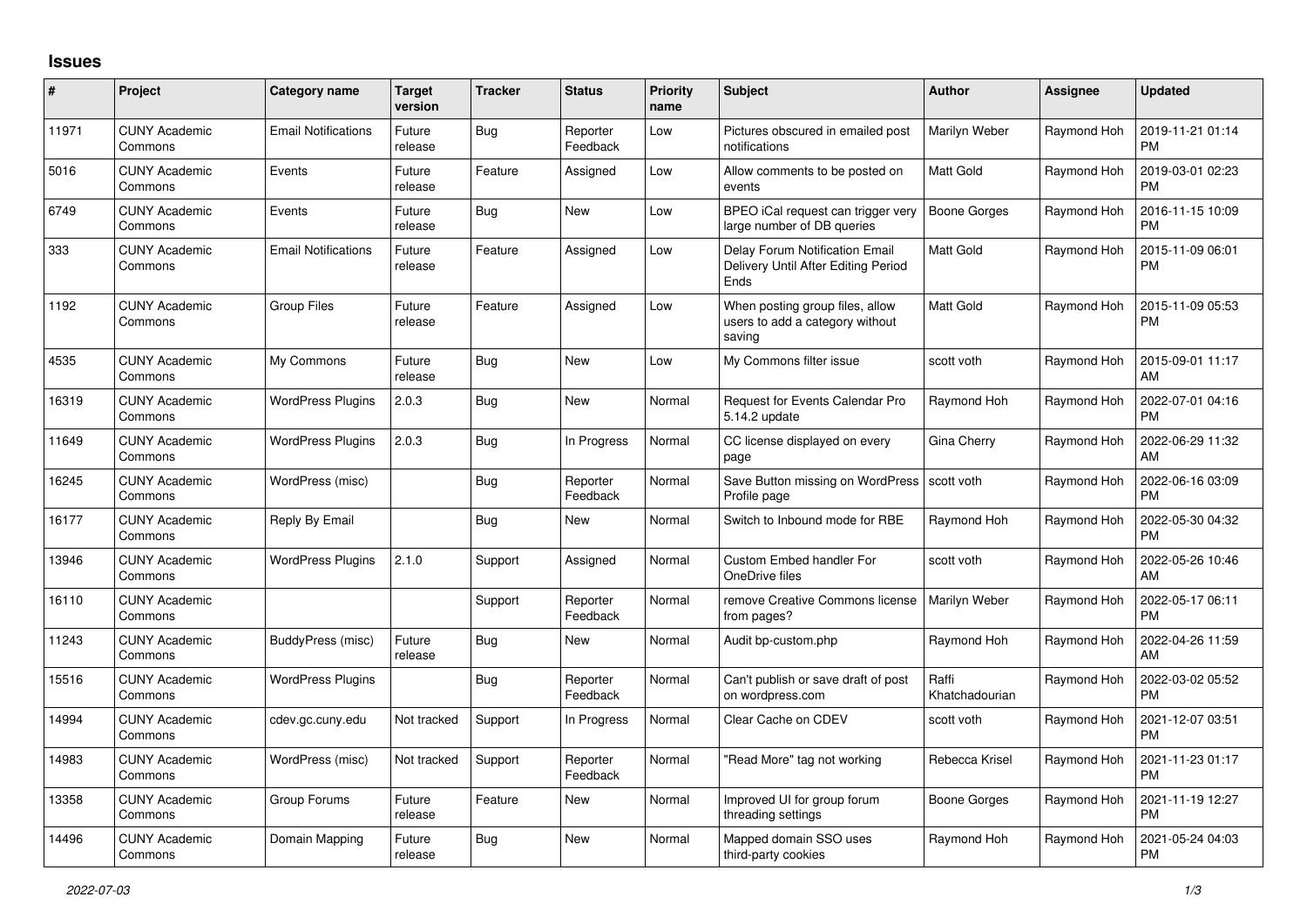## Issues

| # | Project | Category name | Target version | Tracker | Status | Priority name | Subject | Author | Assignee | Updated |
|---|---|---|---|---|---|---|---|---|---|---|
| 11971 | CUNY Academic Commons | Email Notifications | Future release | Bug | Reporter Feedback | Low | Pictures obscured in emailed post notifications | Marilyn Weber | Raymond Hoh | 2019-11-21 01:14 PM |
| 5016 | CUNY Academic Commons | Events | Future release | Feature | Assigned | Low | Allow comments to be posted on events | Matt Gold | Raymond Hoh | 2019-03-01 02:23 PM |
| 6749 | CUNY Academic Commons | Events | Future release | Bug | New | Low | BPEO iCal request can trigger very large number of DB queries | Boone Gorges | Raymond Hoh | 2016-11-15 10:09 PM |
| 333 | CUNY Academic Commons | Email Notifications | Future release | Feature | Assigned | Low | Delay Forum Notification Email Delivery Until After Editing Period Ends | Matt Gold | Raymond Hoh | 2015-11-09 06:01 PM |
| 1192 | CUNY Academic Commons | Group Files | Future release | Feature | Assigned | Low | When posting group files, allow users to add a category without saving | Matt Gold | Raymond Hoh | 2015-11-09 05:53 PM |
| 4535 | CUNY Academic Commons | My Commons | Future release | Bug | New | Low | My Commons filter issue | scott voth | Raymond Hoh | 2015-09-01 11:17 AM |
| 16319 | CUNY Academic Commons | WordPress Plugins | 2.0.3 | Bug | New | Normal | Request for Events Calendar Pro 5.14.2 update | Raymond Hoh | Raymond Hoh | 2022-07-01 04:16 PM |
| 11649 | CUNY Academic Commons | WordPress Plugins | 2.0.3 | Bug | In Progress | Normal | CC license displayed on every page | Gina Cherry | Raymond Hoh | 2022-06-29 11:32 AM |
| 16245 | CUNY Academic Commons | WordPress (misc) | | Bug | Reporter Feedback | Normal | Save Button missing on WordPress Profile page | scott voth | Raymond Hoh | 2022-06-16 03:09 PM |
| 16177 | CUNY Academic Commons | Reply By Email | | Bug | New | Normal | Switch to Inbound mode for RBE | Raymond Hoh | Raymond Hoh | 2022-05-30 04:32 PM |
| 13946 | CUNY Academic Commons | WordPress Plugins | 2.1.0 | Support | Assigned | Normal | Custom Embed handler For OneDrive files | scott voth | Raymond Hoh | 2022-05-26 10:46 AM |
| 16110 | CUNY Academic Commons | | | Support | Reporter Feedback | Normal | remove Creative Commons license from pages? | Marilyn Weber | Raymond Hoh | 2022-05-17 06:11 PM |
| 11243 | CUNY Academic Commons | BuddyPress (misc) | Future release | Bug | New | Normal | Audit bp-custom.php | Raymond Hoh | Raymond Hoh | 2022-04-26 11:59 AM |
| 15516 | CUNY Academic Commons | WordPress Plugins | | Bug | Reporter Feedback | Normal | Can't publish or save draft of post on wordpress.com | Raffi Khatchadourian | Raymond Hoh | 2022-03-02 05:52 PM |
| 14994 | CUNY Academic Commons | cdev.gc.cuny.edu | Not tracked | Support | In Progress | Normal | Clear Cache on CDEV | scott voth | Raymond Hoh | 2021-12-07 03:51 PM |
| 14983 | CUNY Academic Commons | WordPress (misc) | Not tracked | Support | Reporter Feedback | Normal | "Read More" tag not working | Rebecca Krisel | Raymond Hoh | 2021-11-23 01:17 PM |
| 13358 | CUNY Academic Commons | Group Forums | Future release | Feature | New | Normal | Improved UI for group forum threading settings | Boone Gorges | Raymond Hoh | 2021-11-19 12:27 PM |
| 14496 | CUNY Academic Commons | Domain Mapping | Future release | Bug | New | Normal | Mapped domain SSO uses third-party cookies | Raymond Hoh | Raymond Hoh | 2021-05-24 04:03 PM |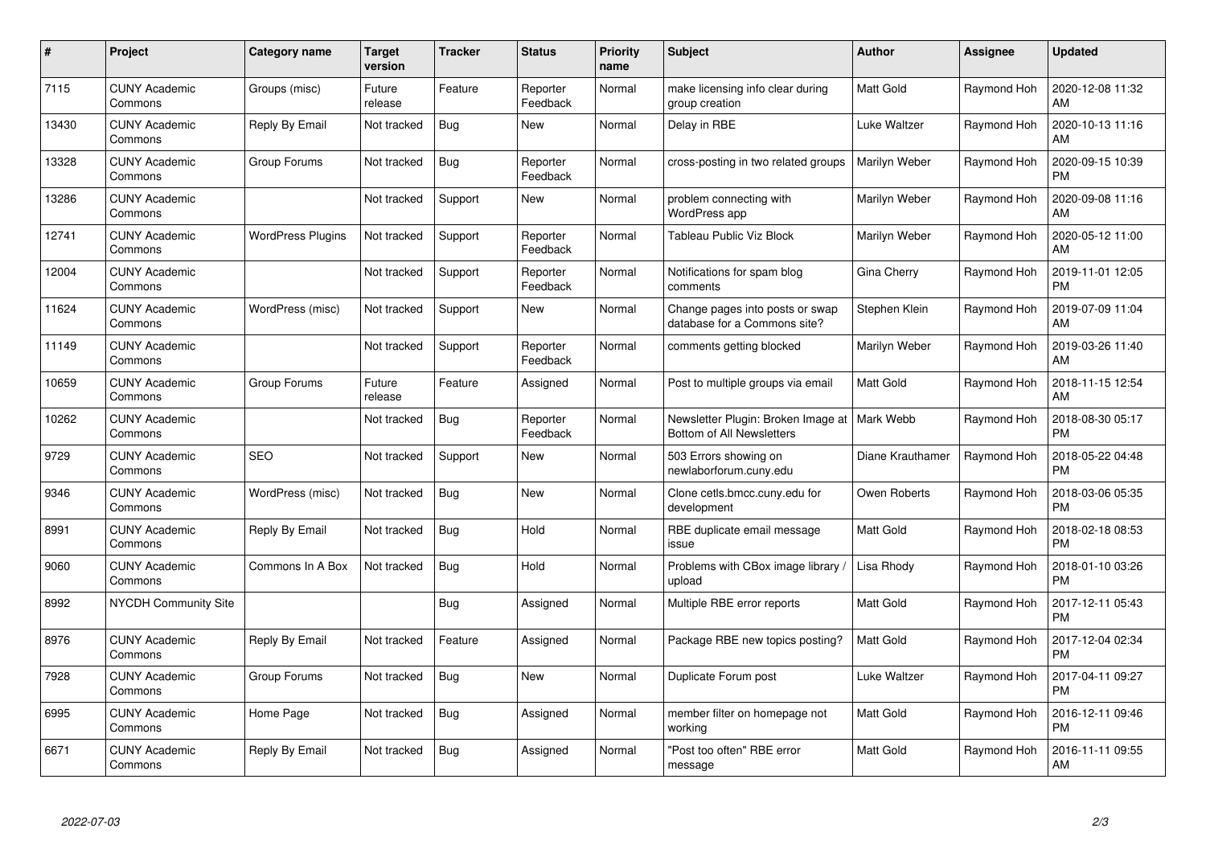| # | Project | Category name | Target version | Tracker | Status | Priority name | Subject | Author | Assignee | Updated |
|---|---|---|---|---|---|---|---|---|---|---|
| 7115 | CUNY Academic Commons | Groups (misc) | Future release | Feature | Reporter Feedback | Normal | make licensing info clear during group creation | Matt Gold | Raymond Hoh | 2020-12-08 11:32 AM |
| 13430 | CUNY Academic Commons | Reply By Email | Not tracked | Bug | New | Normal | Delay in RBE | Luke Waltzer | Raymond Hoh | 2020-10-13 11:16 AM |
| 13328 | CUNY Academic Commons | Group Forums | Not tracked | Bug | Reporter Feedback | Normal | cross-posting in two related groups | Marilyn Weber | Raymond Hoh | 2020-09-15 10:39 PM |
| 13286 | CUNY Academic Commons | | Not tracked | Support | New | Normal | problem connecting with WordPress app | Marilyn Weber | Raymond Hoh | 2020-09-08 11:16 AM |
| 12741 | CUNY Academic Commons | WordPress Plugins | Not tracked | Support | Reporter Feedback | Normal | Tableau Public Viz Block | Marilyn Weber | Raymond Hoh | 2020-05-12 11:00 AM |
| 12004 | CUNY Academic Commons | | Not tracked | Support | Reporter Feedback | Normal | Notifications for spam blog comments | Gina Cherry | Raymond Hoh | 2019-11-01 12:05 PM |
| 11624 | CUNY Academic Commons | WordPress (misc) | Not tracked | Support | New | Normal | Change pages into posts or swap database for a Commons site? | Stephen Klein | Raymond Hoh | 2019-07-09 11:04 AM |
| 11149 | CUNY Academic Commons | | Not tracked | Support | Reporter Feedback | Normal | comments getting blocked | Marilyn Weber | Raymond Hoh | 2019-03-26 11:40 AM |
| 10659 | CUNY Academic Commons | Group Forums | Future release | Feature | Assigned | Normal | Post to multiple groups via email | Matt Gold | Raymond Hoh | 2018-11-15 12:54 AM |
| 10262 | CUNY Academic Commons | | Not tracked | Bug | Reporter Feedback | Normal | Newsletter Plugin: Broken Image at Bottom of All Newsletters | Mark Webb | Raymond Hoh | 2018-08-30 05:17 PM |
| 9729 | CUNY Academic Commons | SEO | Not tracked | Support | New | Normal | 503 Errors showing on newlaborforum.cuny.edu | Diane Krauthamer | Raymond Hoh | 2018-05-22 04:48 PM |
| 9346 | CUNY Academic Commons | WordPress (misc) | Not tracked | Bug | New | Normal | Clone cetls.bmcc.cuny.edu for development | Owen Roberts | Raymond Hoh | 2018-03-06 05:35 PM |
| 8991 | CUNY Academic Commons | Reply By Email | Not tracked | Bug | Hold | Normal | RBE duplicate email message issue | Matt Gold | Raymond Hoh | 2018-02-18 08:53 PM |
| 9060 | CUNY Academic Commons | Commons In A Box | Not tracked | Bug | Hold | Normal | Problems with CBox image library / upload | Lisa Rhody | Raymond Hoh | 2018-01-10 03:26 PM |
| 8992 | NYCDH Community Site | | | Bug | Assigned | Normal | Multiple RBE error reports | Matt Gold | Raymond Hoh | 2017-12-11 05:43 PM |
| 8976 | CUNY Academic Commons | Reply By Email | Not tracked | Feature | Assigned | Normal | Package RBE new topics posting? | Matt Gold | Raymond Hoh | 2017-12-04 02:34 PM |
| 7928 | CUNY Academic Commons | Group Forums | Not tracked | Bug | New | Normal | Duplicate Forum post | Luke Waltzer | Raymond Hoh | 2017-04-11 09:27 PM |
| 6995 | CUNY Academic Commons | Home Page | Not tracked | Bug | Assigned | Normal | member filter on homepage not working | Matt Gold | Raymond Hoh | 2016-12-11 09:46 PM |
| 6671 | CUNY Academic Commons | Reply By Email | Not tracked | Bug | Assigned | Normal | "Post too often" RBE error message | Matt Gold | Raymond Hoh | 2016-11-11 09:55 AM |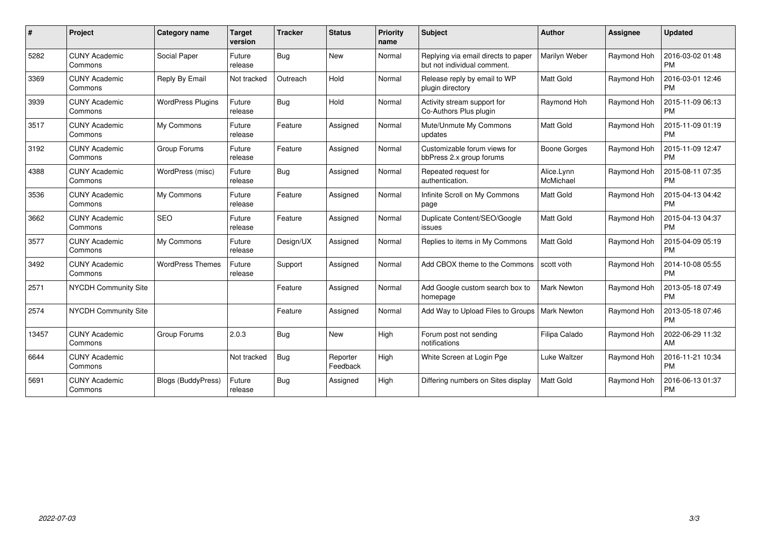| # | Project | Category name | Target version | Tracker | Status | Priority name | Subject | Author | Assignee | Updated |
|---|---|---|---|---|---|---|---|---|---|---|
| 5282 | CUNY Academic Commons | Social Paper | Future release | Bug | New | Normal | Replying via email directs to paper but not individual comment. | Marilyn Weber | Raymond Hoh | 2016-03-02 01:48 PM |
| 3369 | CUNY Academic Commons | Reply By Email | Not tracked | Outreach | Hold | Normal | Release reply by email to WP plugin directory | Matt Gold | Raymond Hoh | 2016-03-01 12:46 PM |
| 3939 | CUNY Academic Commons | WordPress Plugins | Future release | Bug | Hold | Normal | Activity stream support for Co-Authors Plus plugin | Raymond Hoh | Raymond Hoh | 2015-11-09 06:13 PM |
| 3517 | CUNY Academic Commons | My Commons | Future release | Feature | Assigned | Normal | Mute/Unmute My Commons updates | Matt Gold | Raymond Hoh | 2015-11-09 01:19 PM |
| 3192 | CUNY Academic Commons | Group Forums | Future release | Feature | Assigned | Normal | Customizable forum views for bbPress 2.x group forums | Boone Gorges | Raymond Hoh | 2015-11-09 12:47 PM |
| 4388 | CUNY Academic Commons | WordPress (misc) | Future release | Bug | Assigned | Normal | Repeated request for authentication. | Alice.Lynn McMichael | Raymond Hoh | 2015-08-11 07:35 PM |
| 3536 | CUNY Academic Commons | My Commons | Future release | Feature | Assigned | Normal | Infinite Scroll on My Commons page | Matt Gold | Raymond Hoh | 2015-04-13 04:42 PM |
| 3662 | CUNY Academic Commons | SEO | Future release | Feature | Assigned | Normal | Duplicate Content/SEO/Google issues | Matt Gold | Raymond Hoh | 2015-04-13 04:37 PM |
| 3577 | CUNY Academic Commons | My Commons | Future release | Design/UX | Assigned | Normal | Replies to items in My Commons | Matt Gold | Raymond Hoh | 2015-04-09 05:19 PM |
| 3492 | CUNY Academic Commons | WordPress Themes | Future release | Support | Assigned | Normal | Add CBOX theme to the Commons | scott voth | Raymond Hoh | 2014-10-08 05:55 PM |
| 2571 | NYCDH Community Site | | | Feature | Assigned | Normal | Add Google custom search box to homepage | Mark Newton | Raymond Hoh | 2013-05-18 07:49 PM |
| 2574 | NYCDH Community Site | | | Feature | Assigned | Normal | Add Way to Upload Files to Groups | Mark Newton | Raymond Hoh | 2013-05-18 07:46 PM |
| 13457 | CUNY Academic Commons | Group Forums | 2.0.3 | Bug | New | High | Forum post not sending notifications | Filipa Calado | Raymond Hoh | 2022-06-29 11:32 AM |
| 6644 | CUNY Academic Commons | | Not tracked | Bug | Reporter Feedback | High | White Screen at Login Pge | Luke Waltzer | Raymond Hoh | 2016-11-21 10:34 PM |
| 5691 | CUNY Academic Commons | Blogs (BuddyPress) | Future release | Bug | Assigned | High | Differing numbers on Sites display | Matt Gold | Raymond Hoh | 2016-06-13 01:37 PM |